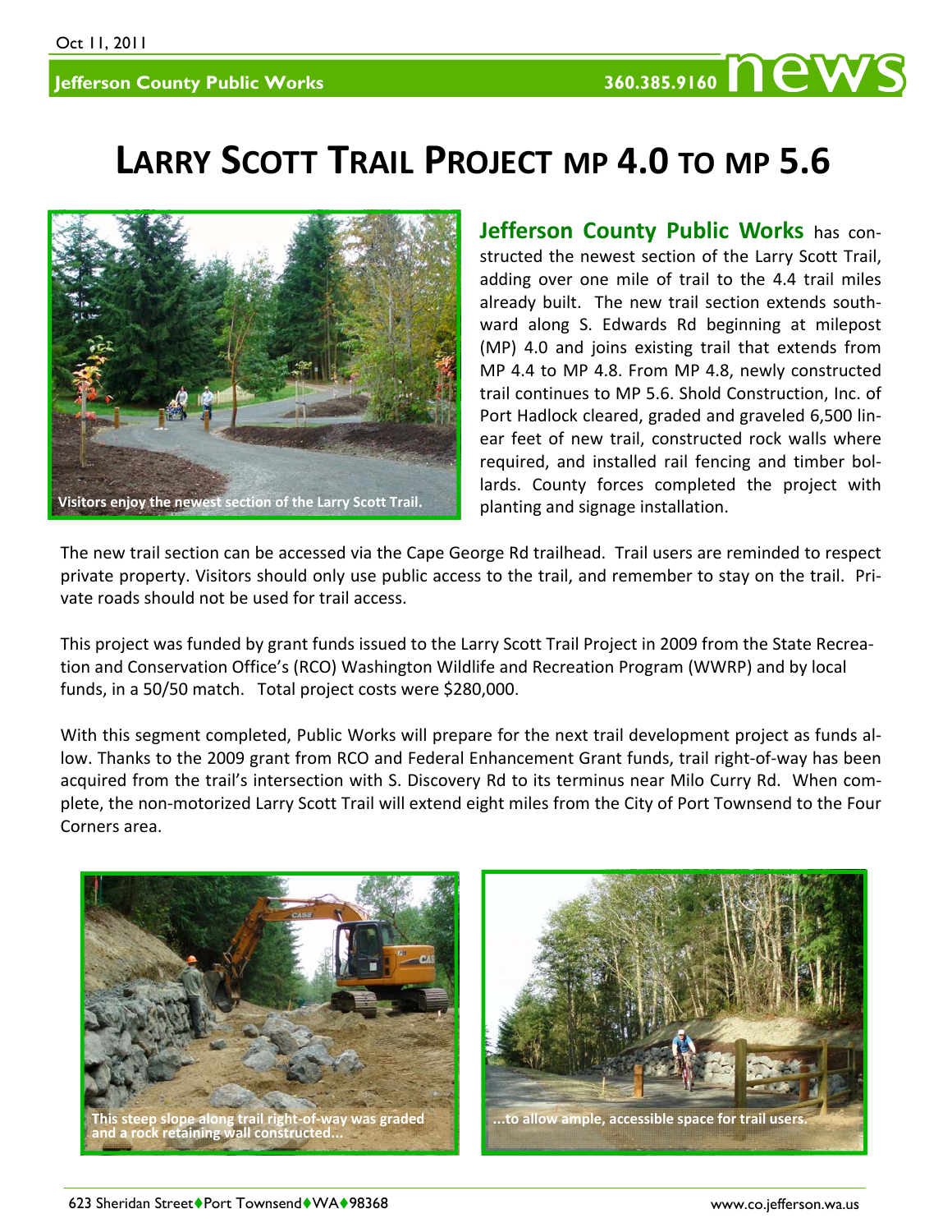Oct 11, 2011

Jefferson County Public Works 360.385.9160 **news**

# Larry Scott Trail Project MP 4.0 to MP 5.6

Visitors enjoy the newest section of the Larry Scott Trail.

**Jefferson County Public Works** has constructed the newest section of the Larry Scott Trail, adding over one mile of trail to the 4.4 trail miles already built. The new trail section extends southward along S. Edwards Rd beginning at milepost (MP) 4.0 and joins existing trail that extends from MP 4.4 to MP 4.8. From MP 4.8, newly constructed trail continues to MP 5.6. Shold Construction, Inc. of Port Hadlock cleared, graded and graveled 6,500 linear feet of new trail, constructed rock walls where required, and installed rail fencing and timber bollards. County forces completed the project with planting and signage installation.

The new trail section can be accessed via the Cape George Rd trailhead. Trail users are reminded to respect private property. Visitors should only use public access to the trail, and remember to stay on the trail. Private roads should not be used for trail access.

This project was funded by grant funds issued to the Larry Scott Trail Project in 2009 from the State Recreation and Conservation Office's (RCO) Washington Wildlife and Recreation Program (WWRP) and by local funds, in a 50/50 match. Total project costs were $280,000.

With this segment completed, Public Works will prepare for the next trail development project as funds allow. Thanks to the 2009 grant from RCO and Federal Enhancement Grant funds, trail right-of-way has been acquired from the trail's intersection with S. Discovery Rd to its terminus near Milo Curry Rd. When complete, the non-motorized Larry Scott Trail will extend eight miles from the City of Port Townsend to the Four Corners area.

This steep slope along trail right-of-way was graded and a rock retaining wall constructed...

...to allow ample, accessible space for trail users.

623 Sheridan Street♦Port Townsend♦WA♦98368 www.co.jefferson.wa.us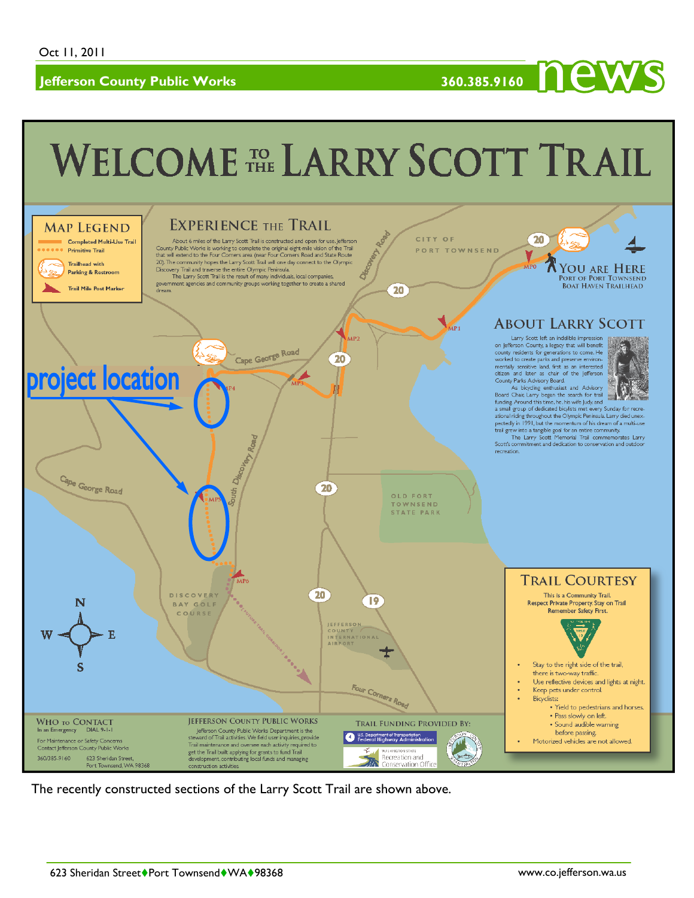Oct 11, 2011

**Jefferson County Public Works** 360.385.9160 **news**

# WELCOME TO THE LARRY SCOTT TRAIL

## MAP LEGEND

Completed Multi-Use Trail
Primitive Trail
Trailhead with Parking & Restroom
Trail Mile Post Marker

## EXPERIENCE THE TRAIL

About 6 miles of the Larry Scott Trail is constructed and open for use. Jefferson County Public Works is working to complete the original eight-mile vision of the Trail that will extend to the Four Corners area (near Four Corners Road and State Route 20). The community hopes the Larry Scott Trail will one day connect to the Olympic Discovery Trail and traverse the entire Olympic Peninsula.

The Larry Scott Trail is the result of many individuals, local companies, government agencies and community groups working together to create a shared dream.

project location

CITY OF PORT TOWNSEND

YOU ARE HERE
PORT OF PORT TOWNSEND
BOAT HAVEN TRAILHEAD

MP0 MP1 MP2 MP3 MP4 MP5 MP6

Discovery Road
Cape George Road
South Discovery Road
Four Corners Road
20 19

OLD FORT TOWNSEND STATE PARK

DISCOVERY BAY GOLF COURSE

JEFFERSON COUNTY INTERNATIONAL AIRPORT

FUTURE TRAIL CORRIDOR

N S E W

## ABOUT LARRY SCOTT

Larry Scott left an indelible impression on Jefferson County, a legacy that will benefit county residents for generations to come. He worked to create parks and preserve environmentally sensitive land, first as an interested citizen and later as chair of the Jefferson County Parks Advisory Board.

As bicycling enthusiast and Advisory Board Chair, Larry began the search for trail funding. Around this time, he, his wife Judy, and a small group of dedicated bicylists met every Sunday for recreational riding throughout the Olympic Peninsula. Larry died unexpectedly in 1991, but the momentum of his dream of a multi-use trail grew into a tangible goal for an entire community.

The Larry Scott Memorial Trail commemorates Larry Scott's commitment and dedication to conservation and outdoor recreation.

## TRAIL COURTESY

This is a Community Trail.
Respect Private Property. Stay on Trail
Remember Safety First.

- Stay to the right side of the trail, there is two-way traffic.
- Use reflective devices and lights at night.
- Keep pets under control.
- Bicyclists:
  - Yield to pedestrians and horses.
  - Pass slowly on left.
  - Sound audible warning before passing.
- Motorized vehicles are not allowed.

## WHO TO CONTACT

In an Emergency DIAL 9-1-1

For Maintenance or Safety Concerns
Contact Jefferson County Public Works

360/385-9160
623 Sheridan Street,
Port Townsend, WA 98368

## JEFFERSON COUNTY PUBLIC WORKS

Jefferson County Public Works Department is the steward of Trail activities. We field user inquiries, provide Trail maintenance and oversee each activity required to get the Trail built: applying for grants to fund Trail development, contributing local funds and managing construction activities.

## TRAIL FUNDING PROVIDED BY:

U.S. Department of Transportation Federal Highway Administration
Washington State Recreation and Conservation Office

The recently constructed sections of the Larry Scott Trail are shown above.

623 Sheridan Street♦Port Townsend♦WA♦98368 www.co.jefferson.wa.us